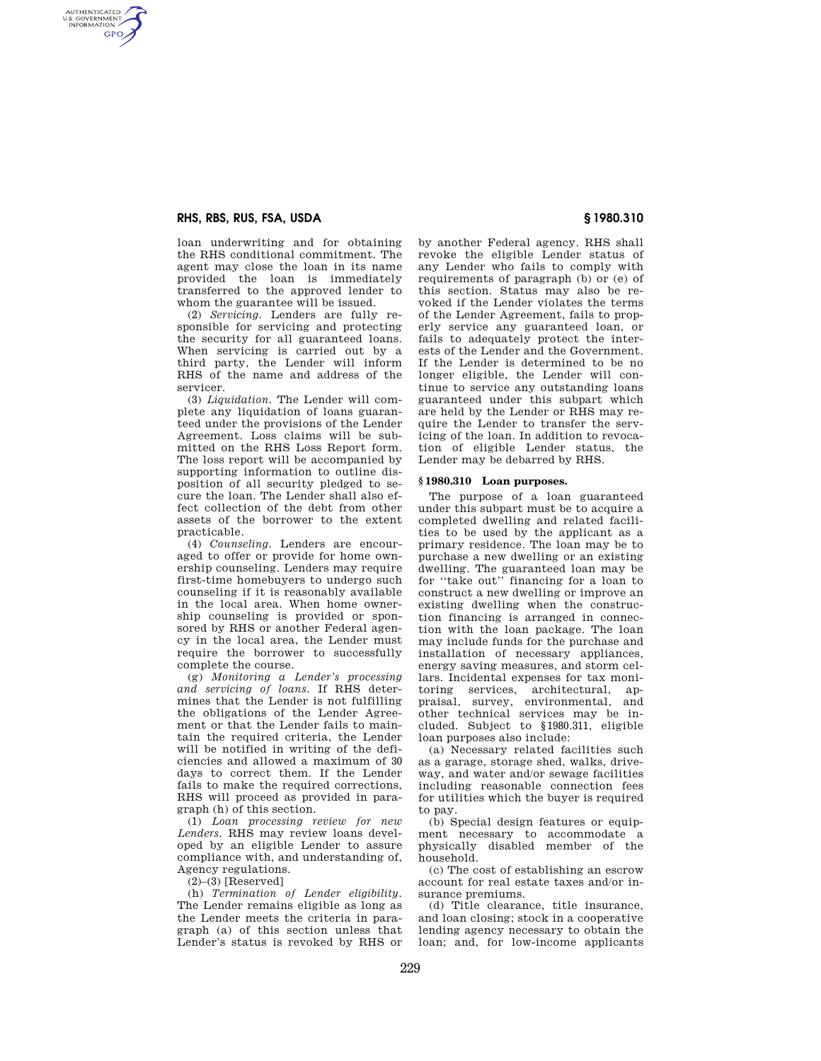loan underwriting and for obtaining the RHS conditional commitment. The agent may close the loan in its name provided the loan is immediately transferred to the approved lender to whom the guarantee will be issued.

(2) *Servicing.* Lenders are fully responsible for servicing and protecting the security for all guaranteed loans. When servicing is carried out by a third party, the Lender will inform RHS of the name and address of the servicer.

(3) *Liquidation.* The Lender will complete any liquidation of loans guaranteed under the provisions of the Lender Agreement. Loss claims will be submitted on the RHS Loss Report form. The loss report will be accompanied by supporting information to outline disposition of all security pledged to secure the loan. The Lender shall also effect collection of the debt from other assets of the borrower to the extent practicable.

(4) *Counseling.* Lenders are encouraged to offer or provide for home ownership counseling. Lenders may require first-time homebuyers to undergo such counseling if it is reasonably available in the local area. When home ownership counseling is provided or sponsored by RHS or another Federal agency in the local area, the Lender must require the borrower to successfully complete the course.

(g) *Monitoring a Lender's processing and servicing of loans.* If RHS determines that the Lender is not fulfilling the obligations of the Lender Agreement or that the Lender fails to maintain the required criteria, the Lender will be notified in writing of the deficiencies and allowed a maximum of 30 days to correct them. If the Lender fails to make the required corrections, RHS will proceed as provided in paragraph (h) of this section.

(1) *Loan processing review for new Lenders.* RHS may review loans developed by an eligible Lender to assure compliance with, and understanding of, Agency regulations.

(2)–(3) [Reserved]

(h) *Termination of Lender eligibility.* The Lender remains eligible as long as the Lender meets the criteria in paragraph (a) of this section unless that Lender's status is revoked by RHS or by another Federal agency. RHS shall revoke the eligible Lender status of any Lender who fails to comply with requirements of paragraph (b) or (e) of this section. Status may also be revoked if the Lender violates the terms of the Lender Agreement, fails to properly service any guaranteed loan, or fails to adequately protect the interests of the Lender and the Government. If the Lender is determined to be no longer eligible, the Lender will continue to service any outstanding loans guaranteed under this subpart which are held by the Lender or RHS may require the Lender to transfer the servicing of the loan. In addition to revocation of eligible Lender status, the Lender may be debarred by RHS.

### § 1980.310 Loan purposes.

The purpose of a loan guaranteed under this subpart must be to acquire a completed dwelling and related facilities to be used by the applicant as a primary residence. The loan may be to purchase a new dwelling or an existing dwelling. The guaranteed loan may be for "take out" financing for a loan to construct a new dwelling or improve an existing dwelling when the construction financing is arranged in connection with the loan package. The loan may include funds for the purchase and installation of necessary appliances, energy saving measures, and storm cellars. Incidental expenses for tax monitoring services, architectural, appraisal, survey, environmental, and other technical services may be included. Subject to §1980.311, eligible loan purposes also include:

(a) Necessary related facilities such as a garage, storage shed, walks, driveway, and water and/or sewage facilities including reasonable connection fees for utilities which the buyer is required to pay.

(b) Special design features or equipment necessary to accommodate a physically disabled member of the household.

(c) The cost of establishing an escrow account for real estate taxes and/or insurance premiums.

(d) Title clearance, title insurance, and loan closing; stock in a cooperative lending agency necessary to obtain the loan; and, for low-income applicants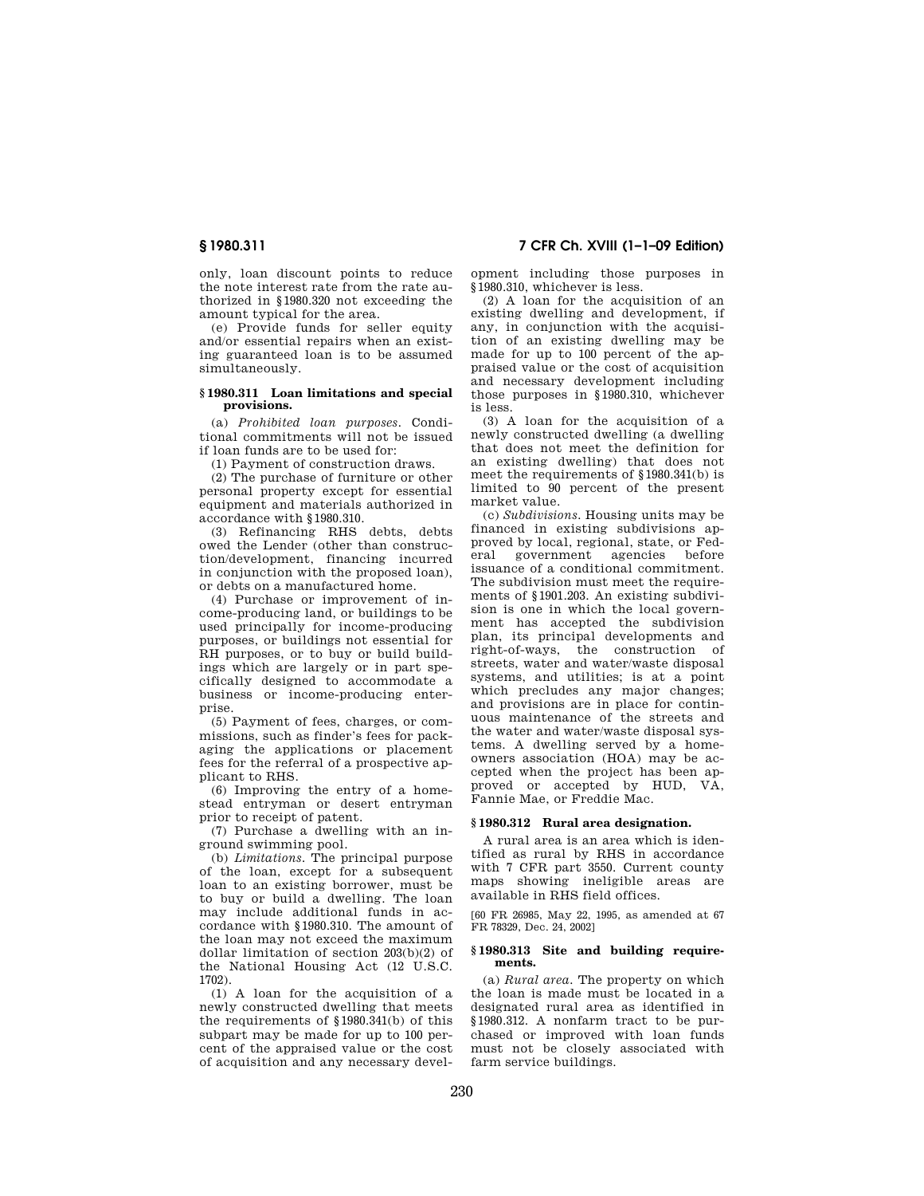only, loan discount points to reduce the note interest rate from the rate authorized in §1980.320 not exceeding the amount typical for the area.

(e) Provide funds for seller equity and/or essential repairs when an existing guaranteed loan is to be assumed simultaneously.

### § 1980.311 Loan limitations and special provisions.

(a) *Prohibited loan purposes.* Conditional commitments will not be issued if loan funds are to be used for:

(1) Payment of construction draws.

(2) The purchase of furniture or other personal property except for essential equipment and materials authorized in accordance with §1980.310.

(3) Refinancing RHS debts, debts owed the Lender (other than construction/development, financing incurred in conjunction with the proposed loan), or debts on a manufactured home.

(4) Purchase or improvement of income-producing land, or buildings to be used principally for income-producing purposes, or buildings not essential for RH purposes, or to buy or build buildings which are largely or in part specifically designed to accommodate a business or income-producing enterprise.

(5) Payment of fees, charges, or commissions, such as finder's fees for packaging the applications or placement fees for the referral of a prospective applicant to RHS.

(6) Improving the entry of a homestead entryman or desert entryman prior to receipt of patent.

(7) Purchase a dwelling with an inground swimming pool.

(b) *Limitations.* The principal purpose of the loan, except for a subsequent loan to an existing borrower, must be to buy or build a dwelling. The loan may include additional funds in accordance with §1980.310. The amount of the loan may not exceed the maximum dollar limitation of section 203(b)(2) of the National Housing Act (12 U.S.C. 1702).

(1) A loan for the acquisition of a newly constructed dwelling that meets the requirements of §1980.341(b) of this subpart may be made for up to 100 percent of the appraised value or the cost of acquisition and any necessary development including those purposes in §1980.310, whichever is less.

(2) A loan for the acquisition of an existing dwelling and development, if any, in conjunction with the acquisition of an existing dwelling may be made for up to 100 percent of the appraised value or the cost of acquisition and necessary development including those purposes in §1980.310, whichever is less.

(3) A loan for the acquisition of a newly constructed dwelling (a dwelling that does not meet the definition for an existing dwelling) that does not meet the requirements of §1980.341(b) is limited to 90 percent of the present market value.

(c) *Subdivisions.* Housing units may be financed in existing subdivisions approved by local, regional, state, or Federal government agencies before issuance of a conditional commitment. The subdivision must meet the requirements of §1901.203. An existing subdivision is one in which the local government has accepted the subdivision plan, its principal developments and right-of-ways, the construction of streets, water and water/waste disposal systems, and utilities; is at a point which precludes any major changes; and provisions are in place for continuous maintenance of the streets and the water and water/waste disposal systems. A dwelling served by a homeowners association (HOA) may be accepted when the project has been approved or accepted by HUD, VA, Fannie Mae, or Freddie Mac.

### § 1980.312 Rural area designation.

A rural area is an area which is identified as rural by RHS in accordance with 7 CFR part 3550. Current county maps showing ineligible areas are available in RHS field offices.

[60 FR 26985, May 22, 1995, as amended at 67 FR 78329, Dec. 24, 2002]

### § 1980.313 Site and building requirements.

(a) *Rural area.* The property on which the loan is made must be located in a designated rural area as identified in §1980.312. A nonfarm tract to be purchased or improved with loan funds must not be closely associated with farm service buildings.